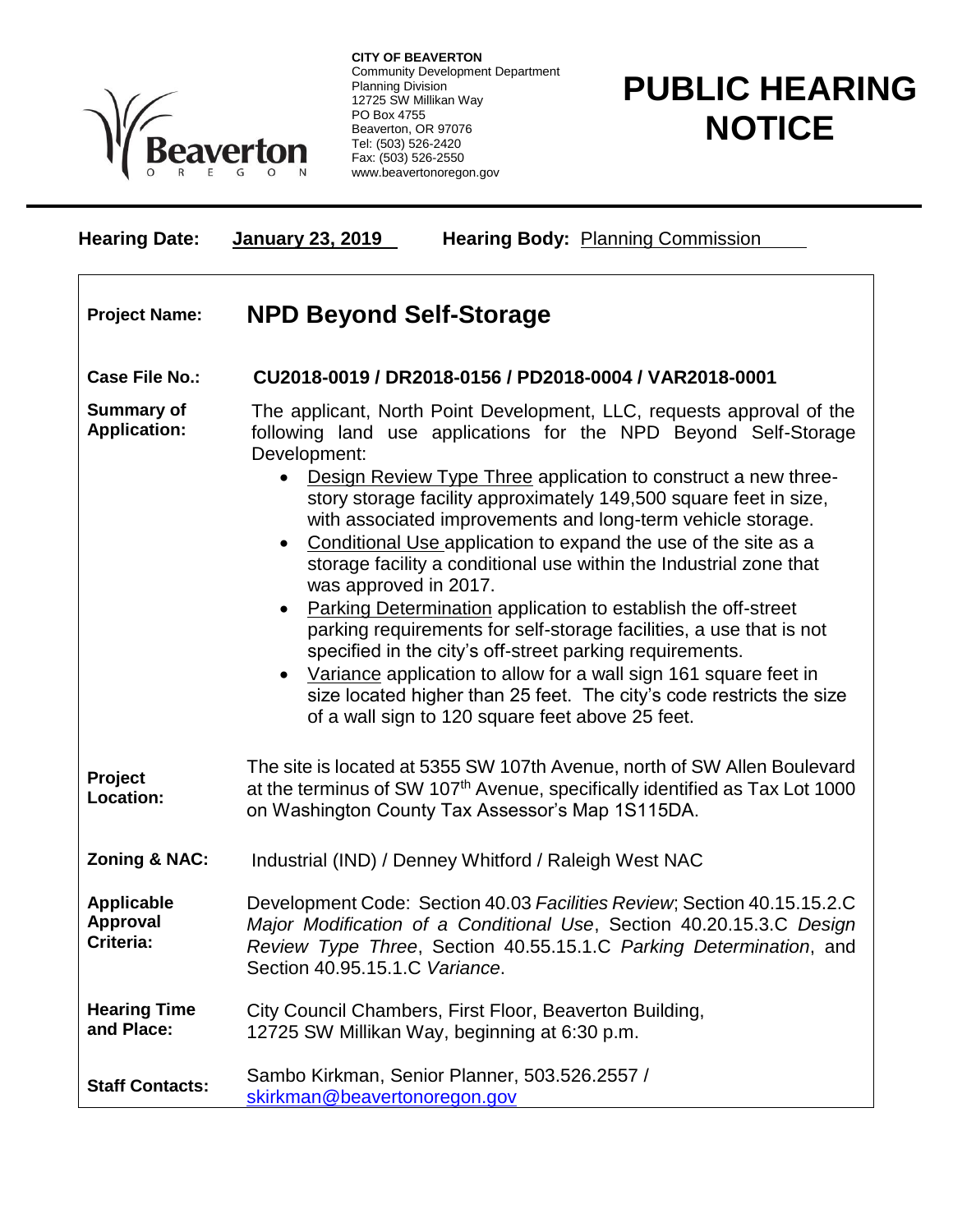**CITY OF BEAVERTON**
Community Development Department
Planning Division
12725 SW Millikan Way
PO Box 4755
Beaverton, OR 97076
Tel: (503) 526-2420
Fax: (503) 526-2550
www.beavertonoregon.gov

# PUBLIC HEARING NOTICE

**Hearing Date:** **January 23, 2019** **Hearing Body:** Planning Commission

**Project Name:** **NPD Beyond Self-Storage**

**Case File No.:** **CU2018-0019 / DR2018-0156 / PD2018-0004 / VAR2018-0001**

**Summary of Application:** The applicant, North Point Development, LLC, requests approval of the following land use applications for the NPD Beyond Self-Storage Development:

- Design Review Type Three application to construct a new three-story storage facility approximately 149,500 square feet in size, with associated improvements and long-term vehicle storage.
- Conditional Use application to expand the use of the site as a storage facility a conditional use within the Industrial zone that was approved in 2017.
- Parking Determination application to establish the off-street parking requirements for self-storage facilities, a use that is not specified in the city's off-street parking requirements.
- Variance application to allow for a wall sign 161 square feet in size located higher than 25 feet. The city's code restricts the size of a wall sign to 120 square feet above 25 feet.

**Project Location:** The site is located at 5355 SW 107th Avenue, north of SW Allen Boulevard at the terminus of SW 107th Avenue, specifically identified as Tax Lot 1000 on Washington County Tax Assessor's Map 1S115DA.

**Zoning & NAC:** Industrial (IND) / Denney Whitford / Raleigh West NAC

**Applicable Approval Criteria:** Development Code: Section 40.03 *Facilities Review*; Section 40.15.15.2.C *Major Modification of a Conditional Use*, Section 40.20.15.3.C *Design Review Type Three*, Section 40.55.15.1.C *Parking Determination*, and Section 40.95.15.1.C *Variance*.

**Hearing Time and Place:** City Council Chambers, First Floor, Beaverton Building, 12725 SW Millikan Way, beginning at 6:30 p.m.

**Staff Contacts:** Sambo Kirkman, Senior Planner, 503.526.2557 / skirkman@beavertonoregon.gov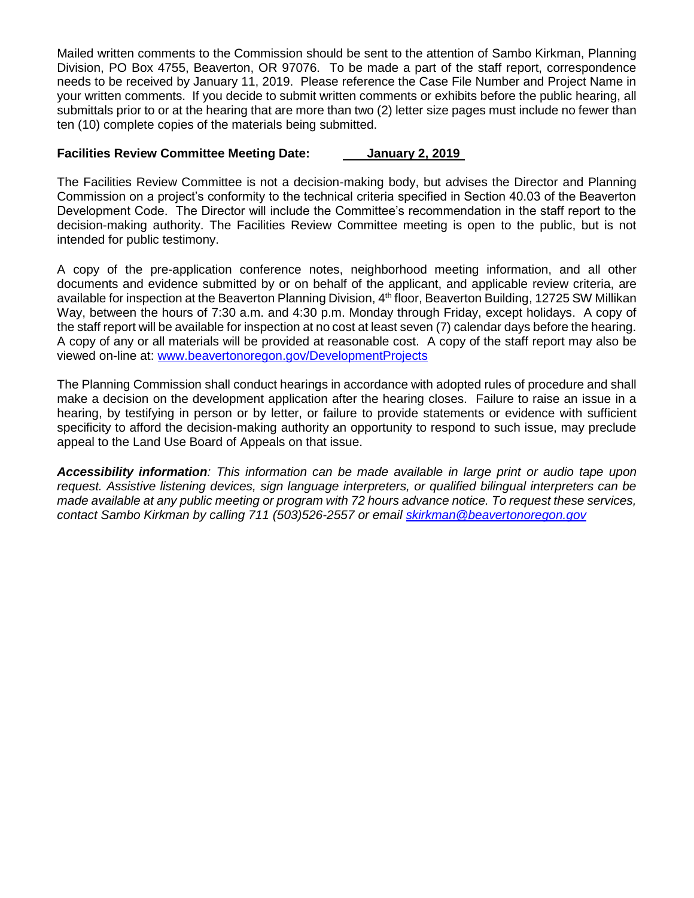Mailed written comments to the Commission should be sent to the attention of Sambo Kirkman, Planning Division, PO Box 4755, Beaverton, OR 97076. To be made a part of the staff report, correspondence needs to be received by January 11, 2019. Please reference the Case File Number and Project Name in your written comments. If you decide to submit written comments or exhibits before the public hearing, all submittals prior to or at the hearing that are more than two (2) letter size pages must include no fewer than ten (10) complete copies of the materials being submitted.

**Facilities Review Committee Meeting Date: January 2, 2019**

The Facilities Review Committee is not a decision-making body, but advises the Director and Planning Commission on a project's conformity to the technical criteria specified in Section 40.03 of the Beaverton Development Code. The Director will include the Committee's recommendation in the staff report to the decision-making authority. The Facilities Review Committee meeting is open to the public, but is not intended for public testimony.

A copy of the pre-application conference notes, neighborhood meeting information, and all other documents and evidence submitted by or on behalf of the applicant, and applicable review criteria, are available for inspection at the Beaverton Planning Division, 4th floor, Beaverton Building, 12725 SW Millikan Way, between the hours of 7:30 a.m. and 4:30 p.m. Monday through Friday, except holidays. A copy of the staff report will be available for inspection at no cost at least seven (7) calendar days before the hearing. A copy of any or all materials will be provided at reasonable cost. A copy of the staff report may also be viewed on-line at: www.beavertonoregon.gov/DevelopmentProjects

The Planning Commission shall conduct hearings in accordance with adopted rules of procedure and shall make a decision on the development application after the hearing closes. Failure to raise an issue in a hearing, by testifying in person or by letter, or failure to provide statements or evidence with sufficient specificity to afford the decision-making authority an opportunity to respond to such issue, may preclude appeal to the Land Use Board of Appeals on that issue.

***Accessibility information****: This information can be made available in large print or audio tape upon request. Assistive listening devices, sign language interpreters, or qualified bilingual interpreters can be made available at any public meeting or program with 72 hours advance notice. To request these services, contact Sambo Kirkman by calling 711 (503)526-2557 or email skirkman@beavertonoregon.gov*